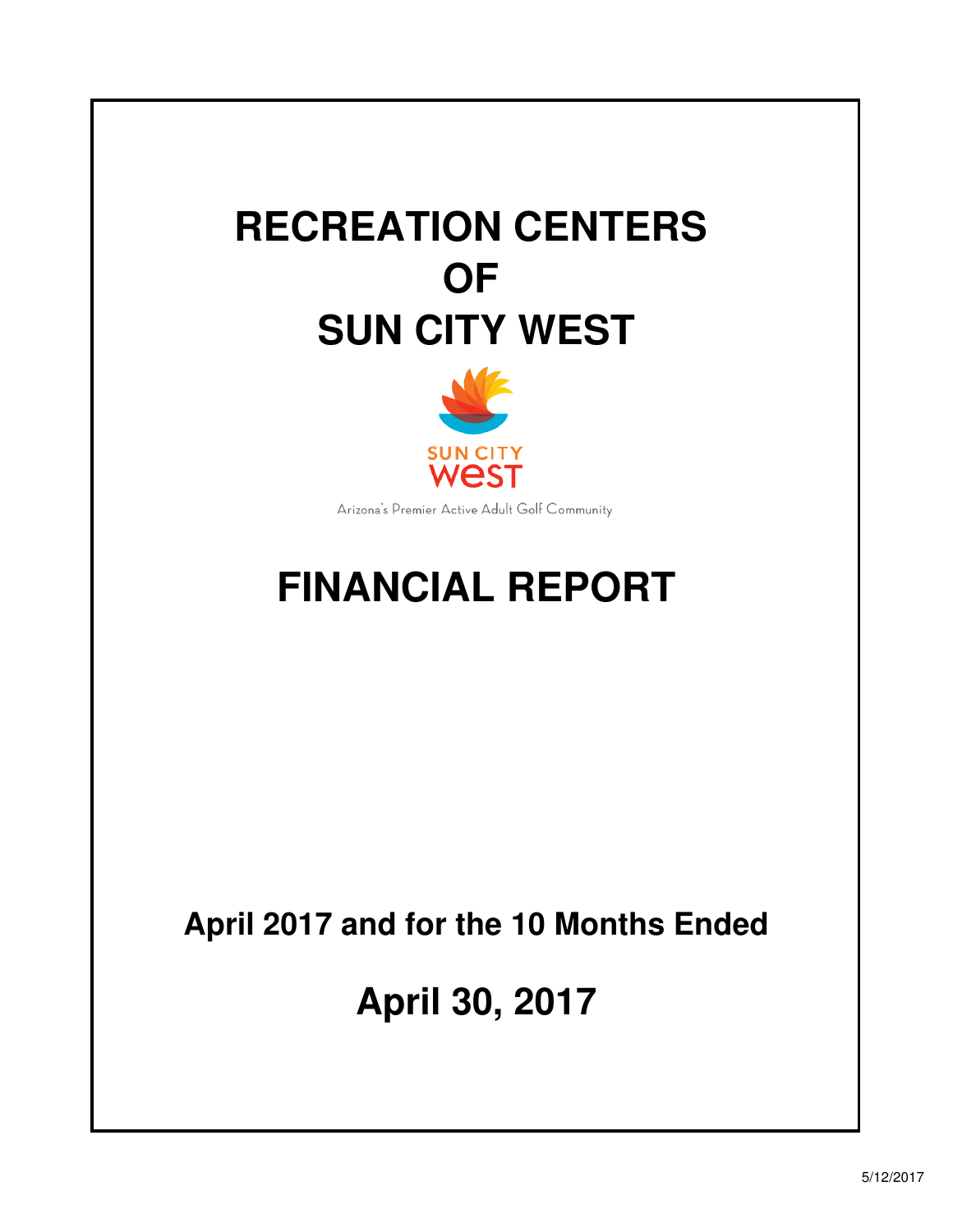# RECREATION CENTERS OF SUN CITY WEST

SUN CITY WEST

Arizona's Premier Active Adult Golf Community

# FINANCIAL REPORT

**April 2017 and for the 10 Months Ended**

**April 30, 2017**

5/12/2017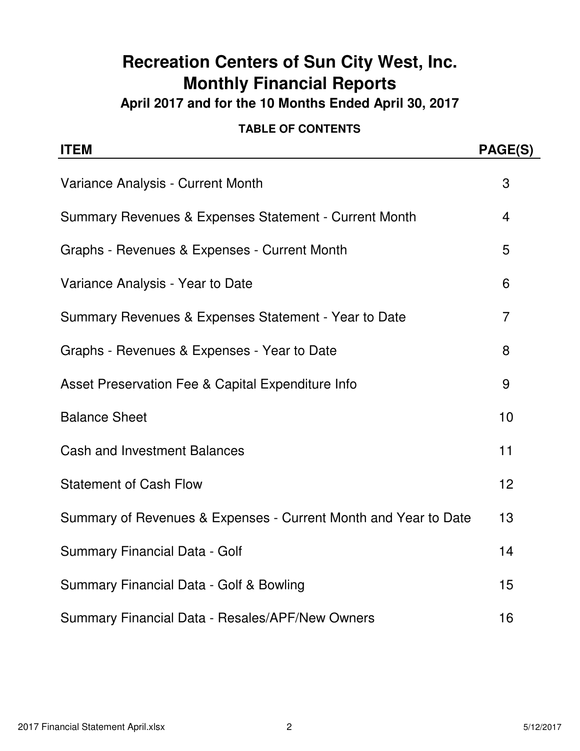# Recreation Centers of Sun City West, Inc.
# Monthly Financial Reports
### April 2017 and for the 10 Months Ended April 30, 2017

**TABLE OF CONTENTS**

| ITEM | PAGE(S) |
| --- | --- |
| Variance Analysis - Current Month | 3 |
| Summary Revenues & Expenses Statement - Current Month | 4 |
| Graphs - Revenues & Expenses - Current Month | 5 |
| Variance Analysis - Year to Date | 6 |
| Summary Revenues & Expenses Statement - Year to Date | 7 |
| Graphs - Revenues & Expenses - Year to Date | 8 |
| Asset Preservation Fee & Capital Expenditure Info | 9 |
| Balance Sheet | 10 |
| Cash and Investment Balances | 11 |
| Statement of Cash Flow | 12 |
| Summary of Revenues & Expenses - Current Month and Year to Date | 13 |
| Summary Financial Data - Golf | 14 |
| Summary Financial Data - Golf & Bowling | 15 |
| Summary Financial Data - Resales/APF/New Owners | 16 |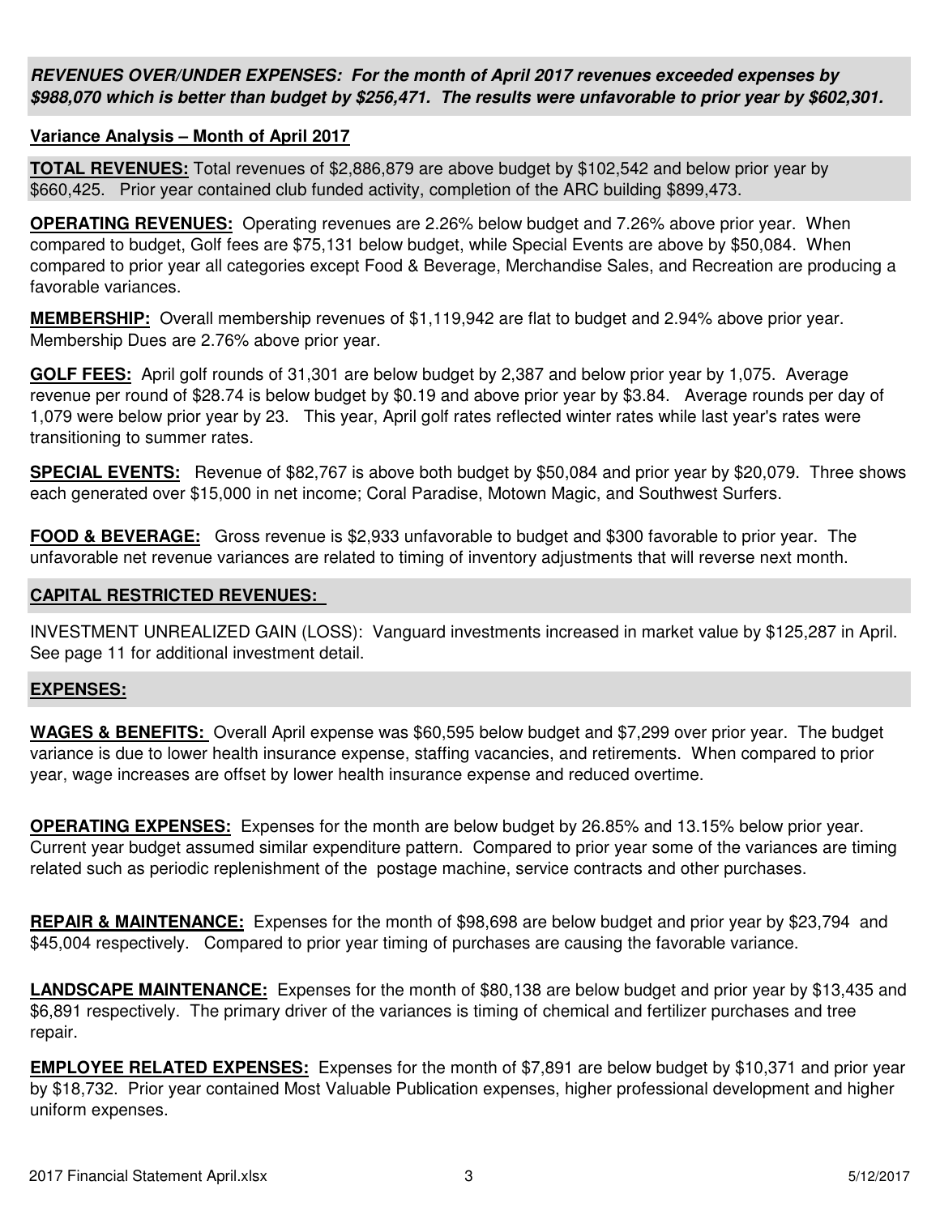***REVENUES OVER/UNDER EXPENSES: For the month of April 2017 revenues exceeded expenses by $988,070 which is better than budget by $256,471. The results were unfavorable to prior year by $602,301.***

**Variance Analysis – Month of April 2017**

**TOTAL REVENUES:** Total revenues of $2,886,879 are above budget by $102,542 and below prior year by $660,425. Prior year contained club funded activity, completion of the ARC building $899,473.

**OPERATING REVENUES:** Operating revenues are 2.26% below budget and 7.26% above prior year. When compared to budget, Golf fees are $75,131 below budget, while Special Events are above by $50,084. When compared to prior year all categories except Food & Beverage, Merchandise Sales, and Recreation are producing a favorable variances.

**MEMBERSHIP:** Overall membership revenues of $1,119,942 are flat to budget and 2.94% above prior year. Membership Dues are 2.76% above prior year.

**GOLF FEES:** April golf rounds of 31,301 are below budget by 2,387 and below prior year by 1,075. Average revenue per round of $28.74 is below budget by $0.19 and above prior year by $3.84. Average rounds per day of 1,079 were below prior year by 23. This year, April golf rates reflected winter rates while last year's rates were transitioning to summer rates.

**SPECIAL EVENTS:** Revenue of $82,767 is above both budget by $50,084 and prior year by $20,079. Three shows each generated over $15,000 in net income; Coral Paradise, Motown Magic, and Southwest Surfers.

**FOOD & BEVERAGE:** Gross revenue is $2,933 unfavorable to budget and $300 favorable to prior year. The unfavorable net revenue variances are related to timing of inventory adjustments that will reverse next month.

**CAPITAL RESTRICTED REVENUES:**

INVESTMENT UNREALIZED GAIN (LOSS): Vanguard investments increased in market value by $125,287 in April. See page 11 for additional investment detail.

**EXPENSES:**

**WAGES & BENEFITS:** Overall April expense was $60,595 below budget and $7,299 over prior year. The budget variance is due to lower health insurance expense, staffing vacancies, and retirements. When compared to prior year, wage increases are offset by lower health insurance expense and reduced overtime.

**OPERATING EXPENSES:** Expenses for the month are below budget by 26.85% and 13.15% below prior year. Current year budget assumed similar expenditure pattern. Compared to prior year some of the variances are timing related such as periodic replenishment of the postage machine, service contracts and other purchases.

**REPAIR & MAINTENANCE:** Expenses for the month of $98,698 are below budget and prior year by $23,794 and $45,004 respectively. Compared to prior year timing of purchases are causing the favorable variance.

**LANDSCAPE MAINTENANCE:** Expenses for the month of $80,138 are below budget and prior year by $13,435 and $6,891 respectively. The primary driver of the variances is timing of chemical and fertilizer purchases and tree repair.

**EMPLOYEE RELATED EXPENSES:** Expenses for the month of $7,891 are below budget by $10,371 and prior year by $18,732. Prior year contained Most Valuable Publication expenses, higher professional development and higher uniform expenses.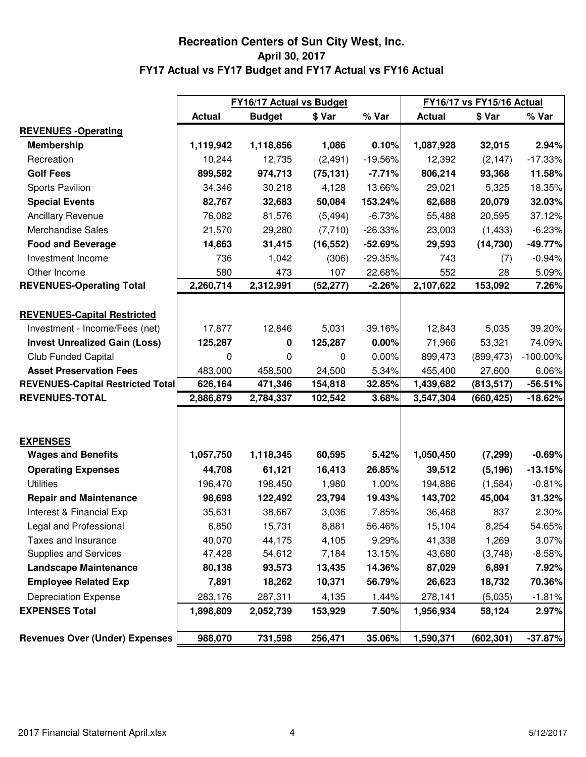# Recreation Centers of Sun City West, Inc.

## April 30, 2017

## FY17 Actual vs FY17 Budget and FY17 Actual vs FY16 Actual

| | FY16/17 Actual vs Budget | | | | FY16/17 vs FY15/16 Actual | | |
|---|---|---|---|---|---|---|---|
| | **Actual** | **Budget** | **$ Var** | **% Var** | **Actual** | **$ Var** | **% Var** |
| **REVENUES -Operating** | | | | | | | |
| **Membership** | **1,119,942** | **1,118,856** | **1,086** | **0.10%** | **1,087,928** | **32,015** | **2.94%** |
| Recreation | 10,244 | 12,735 | (2,491) | -19.56% | 12,392 | (2,147) | -17.33% |
| **Golf Fees** | **899,582** | **974,713** | **(75,131)** | **-7.71%** | **806,214** | **93,368** | **11.58%** |
| Sports Pavilion | 34,346 | 30,218 | 4,128 | 13.66% | 29,021 | 5,325 | 18.35% |
| **Special Events** | **82,767** | **32,683** | **50,084** | **153.24%** | **62,688** | **20,079** | **32.03%** |
| Ancillary Revenue | 76,082 | 81,576 | (5,494) | -6.73% | 55,488 | 20,595 | 37.12% |
| Merchandise Sales | 21,570 | 29,280 | (7,710) | -26.33% | 23,003 | (1,433) | -6.23% |
| **Food and Beverage** | **14,863** | **31,415** | **(16,552)** | **-52.69%** | **29,593** | **(14,730)** | **-49.77%** |
| Investment Income | 736 | 1,042 | (306) | -29.35% | 743 | (7) | -0.94% |
| Other Income | 580 | 473 | 107 | 22.68% | 552 | 28 | 5.09% |
| **REVENUES-Operating Total** | **2,260,714** | **2,312,991** | **(52,277)** | **-2.26%** | **2,107,622** | **153,092** | **7.26%** |
| | | | | | | | |
| **REVENUES-Capital Restricted** | | | | | | | |
| Investment - Income/Fees (net) | 17,877 | 12,846 | 5,031 | 39.16% | 12,843 | 5,035 | 39.20% |
| **Invest Unrealized Gain (Loss)** | **125,287** | **0** | **125,287** | **0.00%** | 71,966 | 53,321 | 74.09% |
| Club Funded Capital | 0 | 0 | 0 | 0.00% | 899,473 | (899,473) | -100.00% |
| **Asset Preservation Fees** | **483,000** | **458,500** | **24,500** | **5.34%** | 455,400 | 27,600 | 6.06% |
| **REVENUES-Capital Restricted Total** | **626,164** | **471,346** | **154,818** | **32.85%** | **1,439,682** | **(813,517)** | **-56.51%** |
| **REVENUES-TOTAL** | **2,886,879** | **2,784,337** | **102,542** | **3.68%** | **3,547,304** | **(660,425)** | **-18.62%** |
| | | | | | | | |
| **EXPENSES** | | | | | | | |
| **Wages and Benefits** | **1,057,750** | **1,118,345** | **60,595** | **5.42%** | **1,050,450** | **(7,299)** | **-0.69%** |
| **Operating Expenses** | **44,708** | **61,121** | **16,413** | **26.85%** | **39,512** | **(5,196)** | **-13.15%** |
| Utilities | 196,470 | 198,450 | 1,980 | 1.00% | 194,886 | (1,584) | -0.81% |
| **Repair and Maintenance** | **98,698** | **122,492** | **23,794** | **19.43%** | **143,702** | **45,004** | **31.32%** |
| Interest & Financial Exp | 35,631 | 38,667 | 3,036 | 7.85% | 36,468 | 837 | 2.30% |
| Legal and Professional | 6,850 | 15,731 | 8,881 | 56.46% | 15,104 | 8,254 | 54.65% |
| Taxes and Insurance | 40,070 | 44,175 | 4,105 | 9.29% | 41,338 | 1,269 | 3.07% |
| Supplies and Services | 47,428 | 54,612 | 7,184 | 13.15% | 43,680 | (3,748) | -8.58% |
| **Landscape Maintenance** | **80,138** | **93,573** | **13,435** | **14.36%** | **87,029** | **6,891** | **7.92%** |
| **Employee Related Exp** | **7,891** | **18,262** | **10,371** | **56.79%** | **26,623** | **18,732** | **70.36%** |
| Depreciation Expense | 283,176 | 287,311 | 4,135 | 1.44% | 278,141 | (5,035) | -1.81% |
| **EXPENSES Total** | **1,898,809** | **2,052,739** | **153,929** | **7.50%** | **1,956,934** | **58,124** | **2.97%** |
| | | | | | | | |
| **Revenues Over (Under) Expenses** | **988,070** | **731,598** | **256,471** | **35.06%** | **1,590,371** | **(602,301)** | **-37.87%** |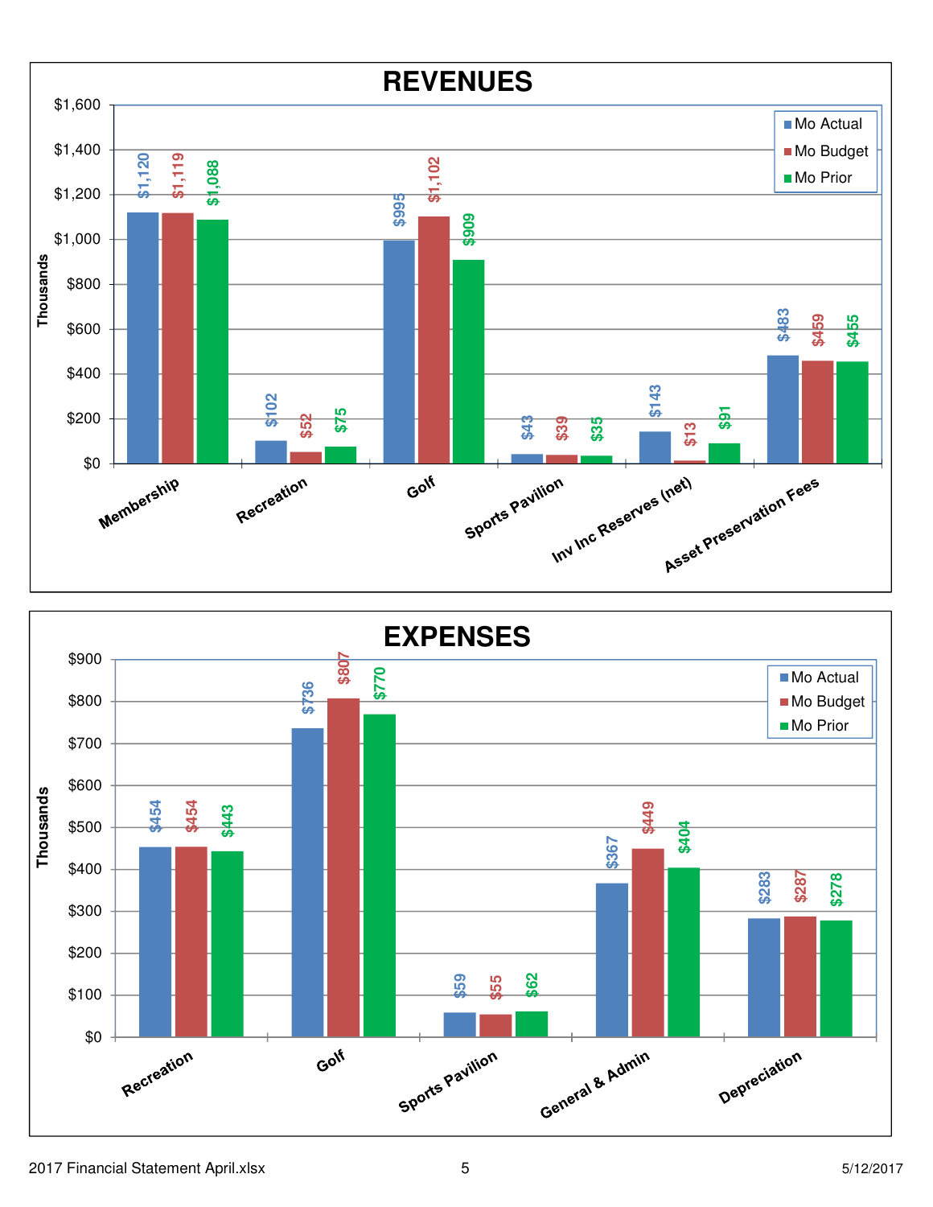## REVENUES

(Thousands)

| | Mo Actual | Mo Budget | Mo Prior |
|---|---|---|---|
| Membership | $1,120 | $1,119 | $1,088 |
| Recreation | $102 | $52 | $75 |
| Golf | $995 | $1,102 | $909 |
| Sports Pavilion | $43 | $39 | $35 |
| Inv Inc Reserves (net) | $143 | $13 | $91 |
| Asset Preservation Fees | $483 | $459 | $455 |

## EXPENSES

(Thousands)

| | Mo Actual | Mo Budget | Mo Prior |
|---|---|---|---|
| Recreation | $454 | $454 | $443 |
| Golf | $736 | $807 | $770 |
| Sports Pavilion | $59 | $55 | $62 |
| General & Admin | $367 | $449 | $404 |
| Depreciation | $283 | $287 | $278 |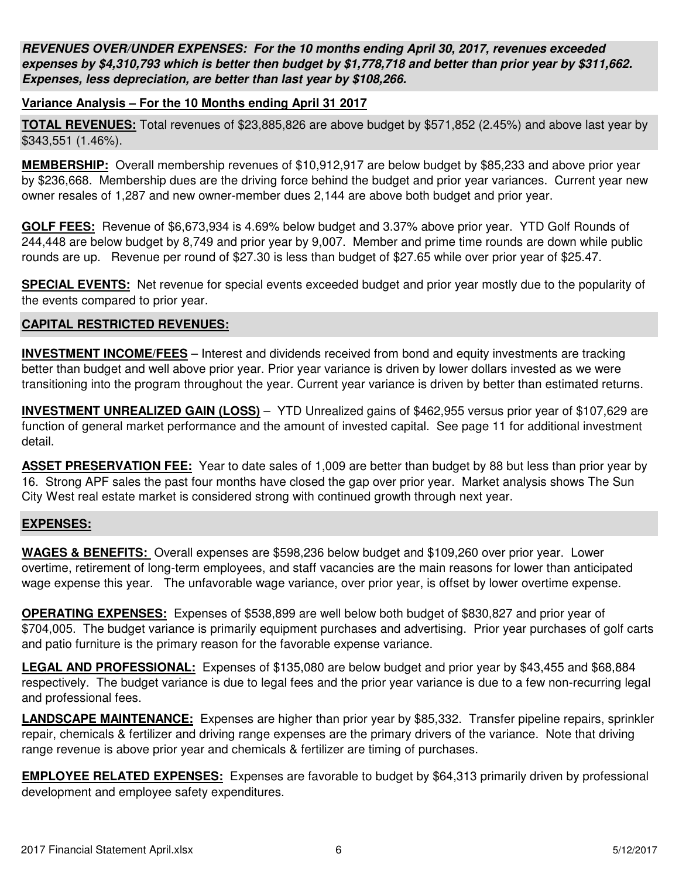***REVENUES OVER/UNDER EXPENSES: For the 10 months ending April 30, 2017, revenues exceeded expenses by $4,310,793 which is better then budget by $1,778,718 and better than prior year by $311,662. Expenses, less depreciation, are better than last year by $108,266.***

**Variance Analysis – For the 10 Months ending April 31 2017**

**TOTAL REVENUES:** Total revenues of $23,885,826 are above budget by $571,852 (2.45%) and above last year by $343,551 (1.46%).

**MEMBERSHIP:** Overall membership revenues of $10,912,917 are below budget by $85,233 and above prior year by $236,668. Membership dues are the driving force behind the budget and prior year variances. Current year new owner resales of 1,287 and new owner-member dues 2,144 are above both budget and prior year.

**GOLF FEES:** Revenue of $6,673,934 is 4.69% below budget and 3.37% above prior year. YTD Golf Rounds of 244,448 are below budget by 8,749 and prior year by 9,007. Member and prime time rounds are down while public rounds are up. Revenue per round of $27.30 is less than budget of $27.65 while over prior year of $25.47.

**SPECIAL EVENTS:** Net revenue for special events exceeded budget and prior year mostly due to the popularity of the events compared to prior year.

**CAPITAL RESTRICTED REVENUES:**

**INVESTMENT INCOME/FEES** – Interest and dividends received from bond and equity investments are tracking better than budget and well above prior year. Prior year variance is driven by lower dollars invested as we were transitioning into the program throughout the year. Current year variance is driven by better than estimated returns.

**INVESTMENT UNREALIZED GAIN (LOSS)** – YTD Unrealized gains of $462,955 versus prior year of $107,629 are function of general market performance and the amount of invested capital. See page 11 for additional investment detail.

**ASSET PRESERVATION FEE:** Year to date sales of 1,009 are better than budget by 88 but less than prior year by 16. Strong APF sales the past four months have closed the gap over prior year. Market analysis shows The Sun City West real estate market is considered strong with continued growth through next year.

**EXPENSES:**

**WAGES & BENEFITS:** Overall expenses are $598,236 below budget and $109,260 over prior year. Lower overtime, retirement of long-term employees, and staff vacancies are the main reasons for lower than anticipated wage expense this year. The unfavorable wage variance, over prior year, is offset by lower overtime expense.

**OPERATING EXPENSES:** Expenses of $538,899 are well below both budget of $830,827 and prior year of $704,005. The budget variance is primarily equipment purchases and advertising. Prior year purchases of golf carts and patio furniture is the primary reason for the favorable expense variance.

**LEGAL AND PROFESSIONAL:** Expenses of $135,080 are below budget and prior year by $43,455 and $68,884 respectively. The budget variance is due to legal fees and the prior year variance is due to a few non-recurring legal and professional fees.

**LANDSCAPE MAINTENANCE:** Expenses are higher than prior year by $85,332. Transfer pipeline repairs, sprinkler repair, chemicals & fertilizer and driving range expenses are the primary drivers of the variance. Note that driving range revenue is above prior year and chemicals & fertilizer are timing of purchases.

**EMPLOYEE RELATED EXPENSES:** Expenses are favorable to budget by $64,313 primarily driven by professional development and employee safety expenditures.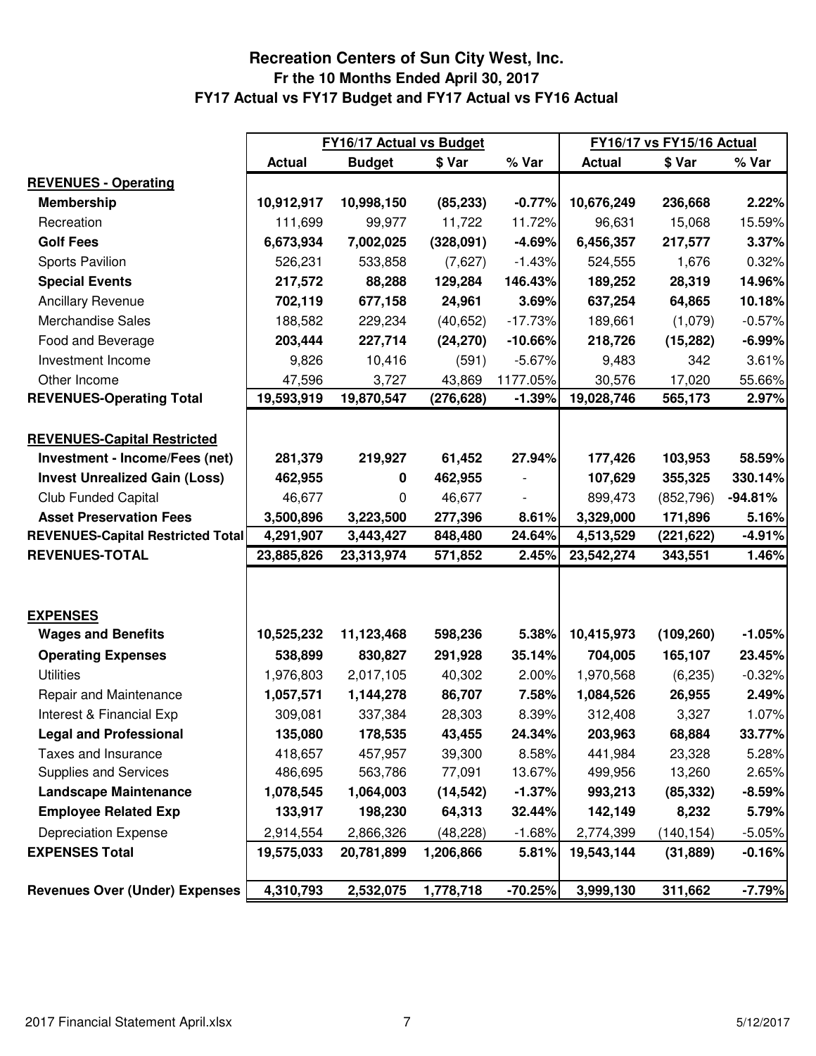# Recreation Centers of Sun City West, Inc.
## Fr the 10 Months Ended April 30, 2017
## FY17 Actual vs FY17 Budget and FY17 Actual vs FY16 Actual

| | FY16/17 Actual vs Budget | | | | FY16/17 vs FY15/16 Actual | | |
|---|---|---|---|---|---|---|---|
| | **Actual** | **Budget** | **$ Var** | **% Var** | **Actual** | **$ Var** | **% Var** |
| **REVENUES - Operating** | | | | | | | |
| **Membership** | **10,912,917** | **10,998,150** | **(85,233)** | **-0.77%** | **10,676,249** | **236,668** | **2.22%** |
| Recreation | 111,699 | 99,977 | 11,722 | 11.72% | 96,631 | 15,068 | 15.59% |
| **Golf Fees** | **6,673,934** | **7,002,025** | **(328,091)** | **-4.69%** | **6,456,357** | **217,577** | **3.37%** |
| Sports Pavilion | 526,231 | 533,858 | (7,627) | -1.43% | 524,555 | 1,676 | 0.32% |
| **Special Events** | **217,572** | **88,288** | **129,284** | **146.43%** | **189,252** | **28,319** | **14.96%** |
| Ancillary Revenue | **702,119** | **677,158** | **24,961** | **3.69%** | **637,254** | **64,865** | **10.18%** |
| Merchandise Sales | 188,582 | 229,234 | (40,652) | -17.73% | 189,661 | (1,079) | -0.57% |
| Food and Beverage | **203,444** | **227,714** | **(24,270)** | **-10.66%** | **218,726** | **(15,282)** | **-6.99%** |
| Investment Income | 9,826 | 10,416 | (591) | -5.67% | 9,483 | 342 | 3.61% |
| Other Income | 47,596 | 3,727 | 43,869 | 1177.05% | 30,576 | 17,020 | 55.66% |
| **REVENUES-Operating Total** | **19,593,919** | **19,870,547** | **(276,628)** | **-1.39%** | **19,028,746** | **565,173** | **2.97%** |
| | | | | | | | |
| **REVENUES-Capital Restricted** | | | | | | | |
| **Investment - Income/Fees (net)** | **281,379** | **219,927** | **61,452** | **27.94%** | **177,426** | **103,953** | **58.59%** |
| **Invest Unrealized Gain (Loss)** | **462,955** | **0** | **462,955** | - | **107,629** | **355,325** | **330.14%** |
| Club Funded Capital | 46,677 | 0 | 46,677 | - | 899,473 | (852,796) | **-94.81%** |
| **Asset Preservation Fees** | **3,500,896** | **3,223,500** | **277,396** | **8.61%** | **3,329,000** | **171,896** | **5.16%** |
| **REVENUES-Capital Restricted Total** | **4,291,907** | **3,443,427** | **848,480** | **24.64%** | **4,513,529** | **(221,622)** | **-4.91%** |
| **REVENUES-TOTAL** | **23,885,826** | **23,313,974** | **571,852** | **2.45%** | **23,542,274** | **343,551** | **1.46%** |
| | | | | | | | |
| **EXPENSES** | | | | | | | |
| **Wages and Benefits** | **10,525,232** | **11,123,468** | **598,236** | **5.38%** | **10,415,973** | **(109,260)** | **-1.05%** |
| **Operating Expenses** | **538,899** | **830,827** | **291,928** | **35.14%** | **704,005** | **165,107** | **23.45%** |
| Utilities | 1,976,803 | 2,017,105 | 40,302 | 2.00% | 1,970,568 | (6,235) | -0.32% |
| Repair and Maintenance | **1,057,571** | **1,144,278** | **86,707** | **7.58%** | **1,084,526** | **26,955** | **2.49%** |
| Interest & Financial Exp | 309,081 | 337,384 | 28,303 | 8.39% | 312,408 | 3,327 | 1.07% |
| **Legal and Professional** | **135,080** | **178,535** | **43,455** | **24.34%** | **203,963** | **68,884** | **33.77%** |
| Taxes and Insurance | 418,657 | 457,957 | 39,300 | 8.58% | 441,984 | 23,328 | 5.28% |
| Supplies and Services | 486,695 | 563,786 | 77,091 | 13.67% | 499,956 | 13,260 | 2.65% |
| **Landscape Maintenance** | **1,078,545** | **1,064,003** | **(14,542)** | **-1.37%** | **993,213** | **(85,332)** | **-8.59%** |
| **Employee Related Exp** | **133,917** | **198,230** | **64,313** | **32.44%** | **142,149** | **8,232** | **5.79%** |
| Depreciation Expense | 2,914,554 | 2,866,326 | (48,228) | -1.68% | 2,774,399 | (140,154) | -5.05% |
| **EXPENSES Total** | **19,575,033** | **20,781,899** | **1,206,866** | **5.81%** | **19,543,144** | **(31,889)** | **-0.16%** |
| | | | | | | | |
| **Revenues Over (Under) Expenses** | **4,310,793** | **2,532,075** | **1,778,718** | **-70.25%** | **3,999,130** | **311,662** | **-7.79%** |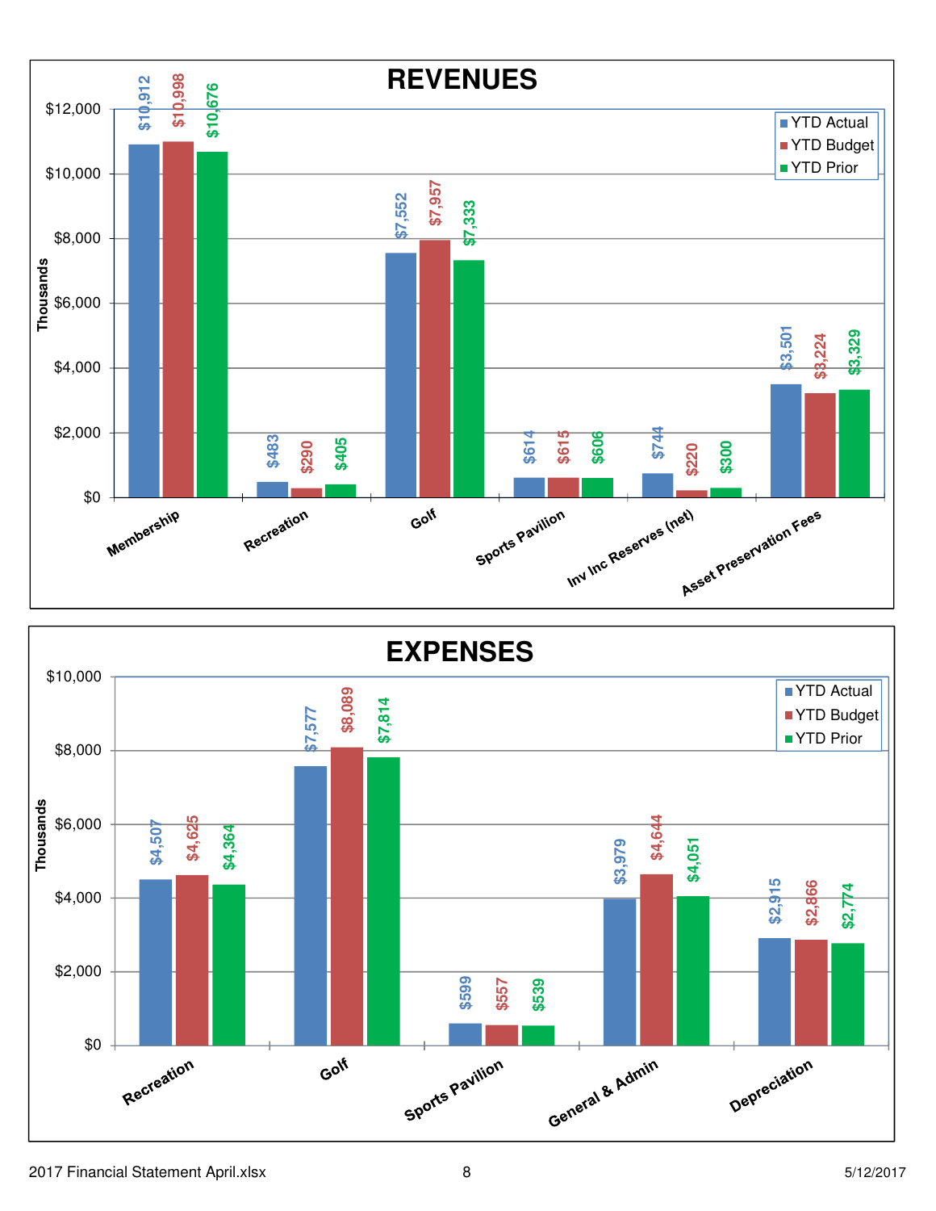# REVENUES

Thousands

| | YTD Actual | YTD Budget | YTD Prior |
|---|---|---|---|
| Membership | $10,912 | $10,998 | $10,676 |
| Recreation | $483 | $290 | $405 |
| Golf | $7,552 | $7,957 | $7,333 |
| Sports Pavilion | $614 | $615 | $606 |
| Inv Inc Reserves (net) | $744 | $220 | $300 |
| Asset Preservation Fees | $3,501 | $3,224 | $3,329 |

# EXPENSES

Thousands

| | YTD Actual | YTD Budget | YTD Prior |
|---|---|---|---|
| Recreation | $4,507 | $4,625 | $4,364 |
| Golf | $7,577 | $8,089 | $7,814 |
| Sports Pavilion | $599 | $557 | $539 |
| General & Admin | $3,979 | $4,644 | $4,051 |
| Depreciation | $2,915 | $2,866 | $2,774 |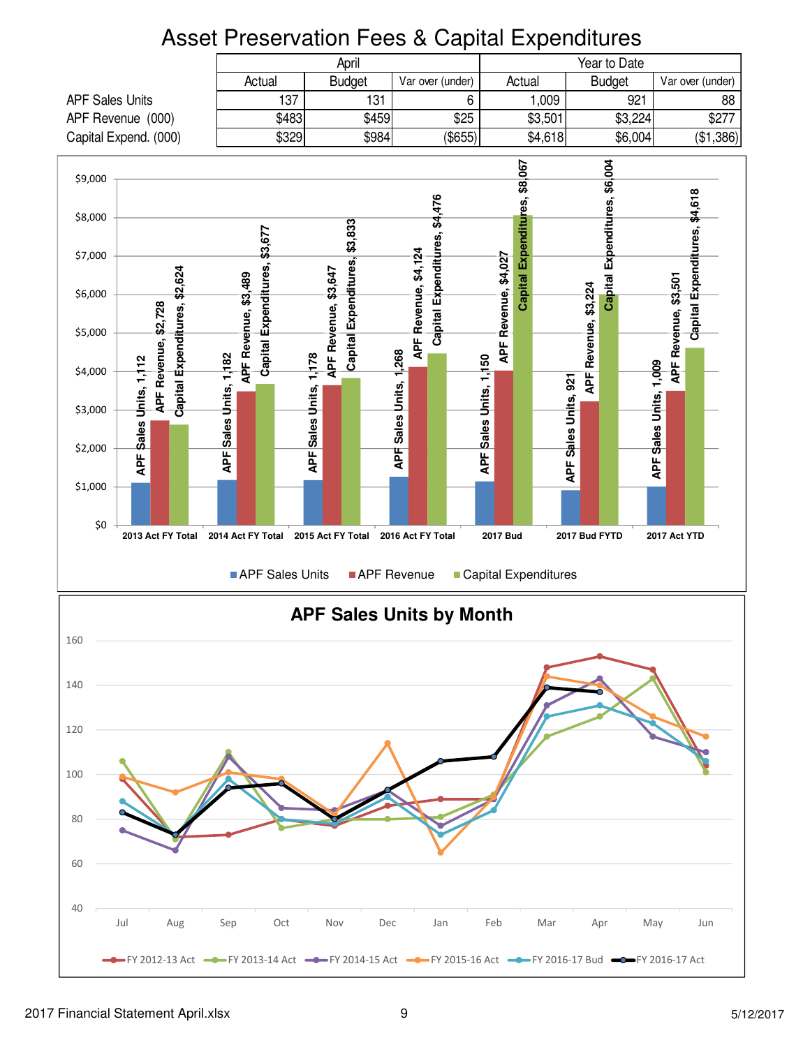# Asset Preservation Fees & Capital Expenditures

| | April | | | Year to Date | | |
|---|---|---|---|---|---|---|
| | Actual | Budget | Var over (under) | Actual | Budget | Var over (under) |
| APF Sales Units | 137 | 131 | 6 | 1,009 | 921 | 88 |
| APF Revenue (000) | $483 | $459 | $25 | $3,501 | $3,224 | $277 |
| Capital Expend. (000) | $329 | $984 | ($655) | $4,618 | $6,004 | ($1,386) |

| | APF Sales Units | APF Revenue | Capital Expenditures |
|---|---|---|---|
| 2013 Act FY Total | 1,112 | $2,728 | $2,624 |
| 2014 Act FY Total | 1,182 | $3,489 | $3,677 |
| 2015 Act FY Total | 1,178 | $3,647 | $3,833 |
| 2016 Act FY Total | 1,268 | $4,124 | $4,476 |
| 2017 Bud | 1,150 | $4,027 | $8,067 |
| 2017 Bud FYTD | 921 | $3,224 | $6,004 |
| 2017 Act YTD | 1,009 | $3,501 | $4,618 |

## APF Sales Units by Month

Series: FY 2012-13 Act, FY 2013-14 Act, FY 2014-15 Act, FY 2015-16 Act, FY 2016-17 Bud, FY 2016-17 Act (Jul–Jun)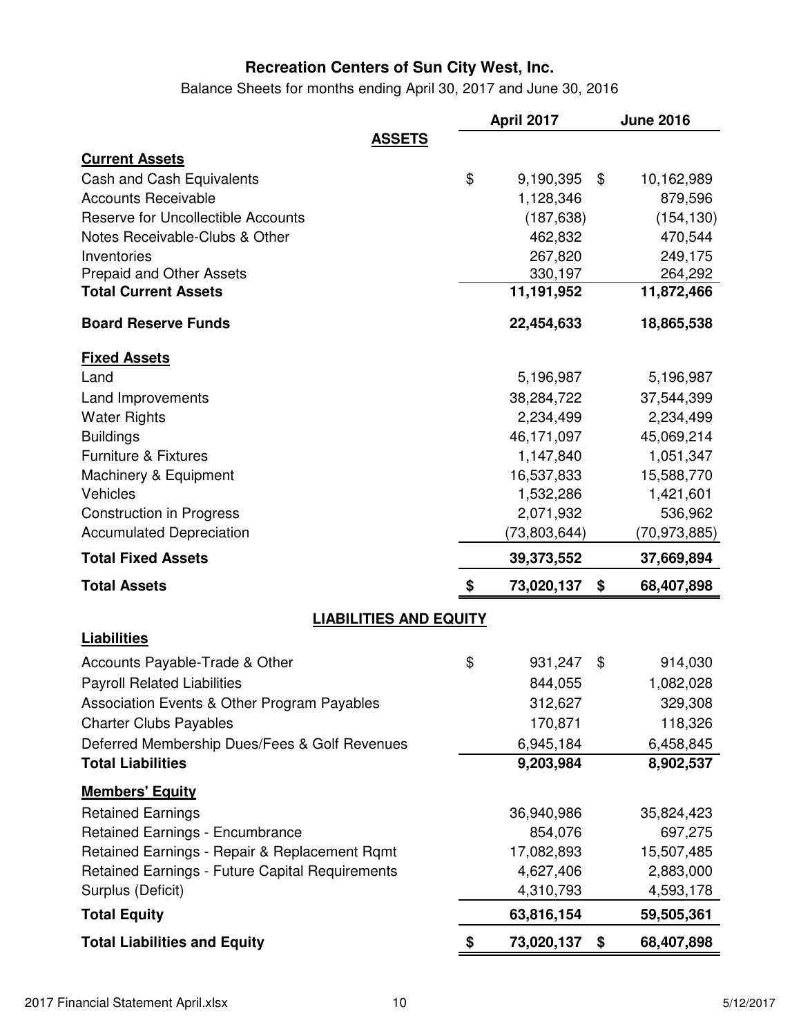# Recreation Centers of Sun City West, Inc.

Balance Sheets for months ending April 30, 2017 and June 30, 2016

| | April 2017 | June 2016 |
|---|---|---|
| **ASSETS** | | |
| **Current Assets** | | |
| Cash and Cash Equivalents | $ 9,190,395 | $ 10,162,989 |
| Accounts Receivable | 1,128,346 | 879,596 |
| Reserve for Uncollectible Accounts | (187,638) | (154,130) |
| Notes Receivable-Clubs & Other | 462,832 | 470,544 |
| Inventories | 267,820 | 249,175 |
| Prepaid and Other Assets | 330,197 | 264,292 |
| **Total Current Assets** | **11,191,952** | **11,872,466** |
| **Board Reserve Funds** | **22,454,633** | **18,865,538** |
| **Fixed Assets** | | |
| Land | 5,196,987 | 5,196,987 |
| Land Improvements | 38,284,722 | 37,544,399 |
| Water Rights | 2,234,499 | 2,234,499 |
| Buildings | 46,171,097 | 45,069,214 |
| Furniture & Fixtures | 1,147,840 | 1,051,347 |
| Machinery & Equipment | 16,537,833 | 15,588,770 |
| Vehicles | 1,532,286 | 1,421,601 |
| Construction in Progress | 2,071,932 | 536,962 |
| Accumulated Depreciation | (73,803,644) | (70,973,885) |
| **Total Fixed Assets** | **39,373,552** | **37,669,894** |
| **Total Assets** | **$ 73,020,137** | **$ 68,407,898** |
| **LIABILITIES AND EQUITY** | | |
| **Liabilities** | | |
| Accounts Payable-Trade & Other | $ 931,247 | $ 914,030 |
| Payroll Related Liabilities | 844,055 | 1,082,028 |
| Association Events & Other Program Payables | 312,627 | 329,308 |
| Charter Clubs Payables | 170,871 | 118,326 |
| Deferred Membership Dues/Fees & Golf Revenues | 6,945,184 | 6,458,845 |
| **Total Liabilities** | **9,203,984** | **8,902,537** |
| **Members' Equity** | | |
| Retained Earnings | 36,940,986 | 35,824,423 |
| Retained Earnings - Encumbrance | 854,076 | 697,275 |
| Retained Earnings - Repair & Replacement Rqmt | 17,082,893 | 15,507,485 |
| Retained Earnings - Future Capital Requirements | 4,627,406 | 2,883,000 |
| Surplus (Deficit) | 4,310,793 | 4,593,178 |
| **Total Equity** | **63,816,154** | **59,505,361** |
| **Total Liabilities and Equity** | **$ 73,020,137** | **$ 68,407,898** |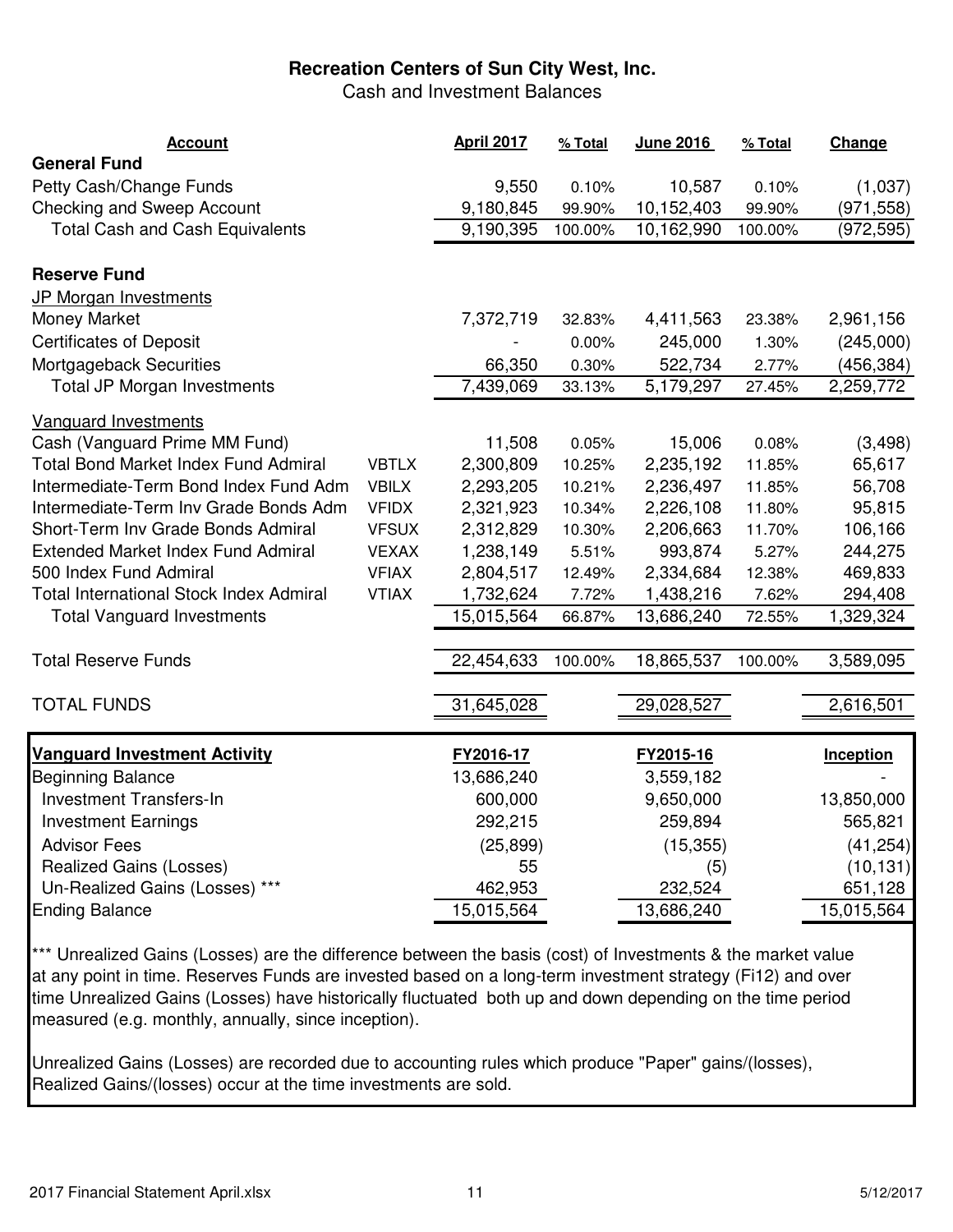# Recreation Centers of Sun City West, Inc.

Cash and Investment Balances

| Account | | April 2017 | % Total | June 2016 | % Total | Change |
|---|---|---|---|---|---|---|
| **General Fund** | | | | | | |
| Petty Cash/Change Funds | | 9,550 | 0.10% | 10,587 | 0.10% | (1,037) |
| Checking and Sweep Account | | 9,180,845 | 99.90% | 10,152,403 | 99.90% | (971,558) |
| Total Cash and Cash Equivalents | | 9,190,395 | 100.00% | 10,162,990 | 100.00% | (972,595) |
| | | | | | | |
| **Reserve Fund** | | | | | | |
| JP Morgan Investments | | | | | | |
| Money Market | | 7,372,719 | 32.83% | 4,411,563 | 23.38% | 2,961,156 |
| Certificates of Deposit | | - | 0.00% | 245,000 | 1.30% | (245,000) |
| Mortgageback Securities | | 66,350 | 0.30% | 522,734 | 2.77% | (456,384) |
| Total JP Morgan Investments | | 7,439,069 | 33.13% | 5,179,297 | 27.45% | 2,259,772 |
| | | | | | | |
| Vanguard Investments | | | | | | |
| Cash (Vanguard Prime MM Fund) | | 11,508 | 0.05% | 15,006 | 0.08% | (3,498) |
| Total Bond Market Index Fund Admiral | VBTLX | 2,300,809 | 10.25% | 2,235,192 | 11.85% | 65,617 |
| Intermediate-Term Bond Index Fund Adm | VBILX | 2,293,205 | 10.21% | 2,236,497 | 11.85% | 56,708 |
| Intermediate-Term Inv Grade Bonds Adm | VFIDX | 2,321,923 | 10.34% | 2,226,108 | 11.80% | 95,815 |
| Short-Term Inv Grade Bonds Admiral | VFSUX | 2,312,829 | 10.30% | 2,206,663 | 11.70% | 106,166 |
| Extended Market Index Fund Admiral | VEXAX | 1,238,149 | 5.51% | 993,874 | 5.27% | 244,275 |
| 500 Index Fund Admiral | VFIAX | 2,804,517 | 12.49% | 2,334,684 | 12.38% | 469,833 |
| Total International Stock Index Admiral | VTIAX | 1,732,624 | 7.72% | 1,438,216 | 7.62% | 294,408 |
| Total Vanguard Investments | | 15,015,564 | 66.87% | 13,686,240 | 72.55% | 1,329,324 |
| | | | | | | |
| Total Reserve Funds | | 22,454,633 | 100.00% | 18,865,537 | 100.00% | 3,589,095 |
| | | | | | | |
| TOTAL FUNDS | | 31,645,028 | | 29,028,527 | | 2,616,501 |

| **Vanguard Investment Activity** | FY2016-17 | FY2015-16 | Inception |
|---|---|---|---|
| Beginning Balance | 13,686,240 | 3,559,182 | - |
| Investment Transfers-In | 600,000 | 9,650,000 | 13,850,000 |
| Investment Earnings | 292,215 | 259,894 | 565,821 |
| Advisor Fees | (25,899) | (15,355) | (41,254) |
| Realized Gains (Losses) | 55 | (5) | (10,131) |
| Un-Realized Gains (Losses) *** | 462,953 | 232,524 | 651,128 |
| Ending Balance | 15,015,564 | 13,686,240 | 15,015,564 |

*** Unrealized Gains (Losses) are the difference between the basis (cost) of Investments & the market value at any point in time. Reserves Funds are invested based on a long-term investment strategy (Fi12) and over time Unrealized Gains (Losses) have historically fluctuated both up and down depending on the time period measured (e.g. monthly, annually, since inception).

Unrealized Gains (Losses) are recorded due to accounting rules which produce "Paper" gains/(losses), Realized Gains/(losses) occur at the time investments are sold.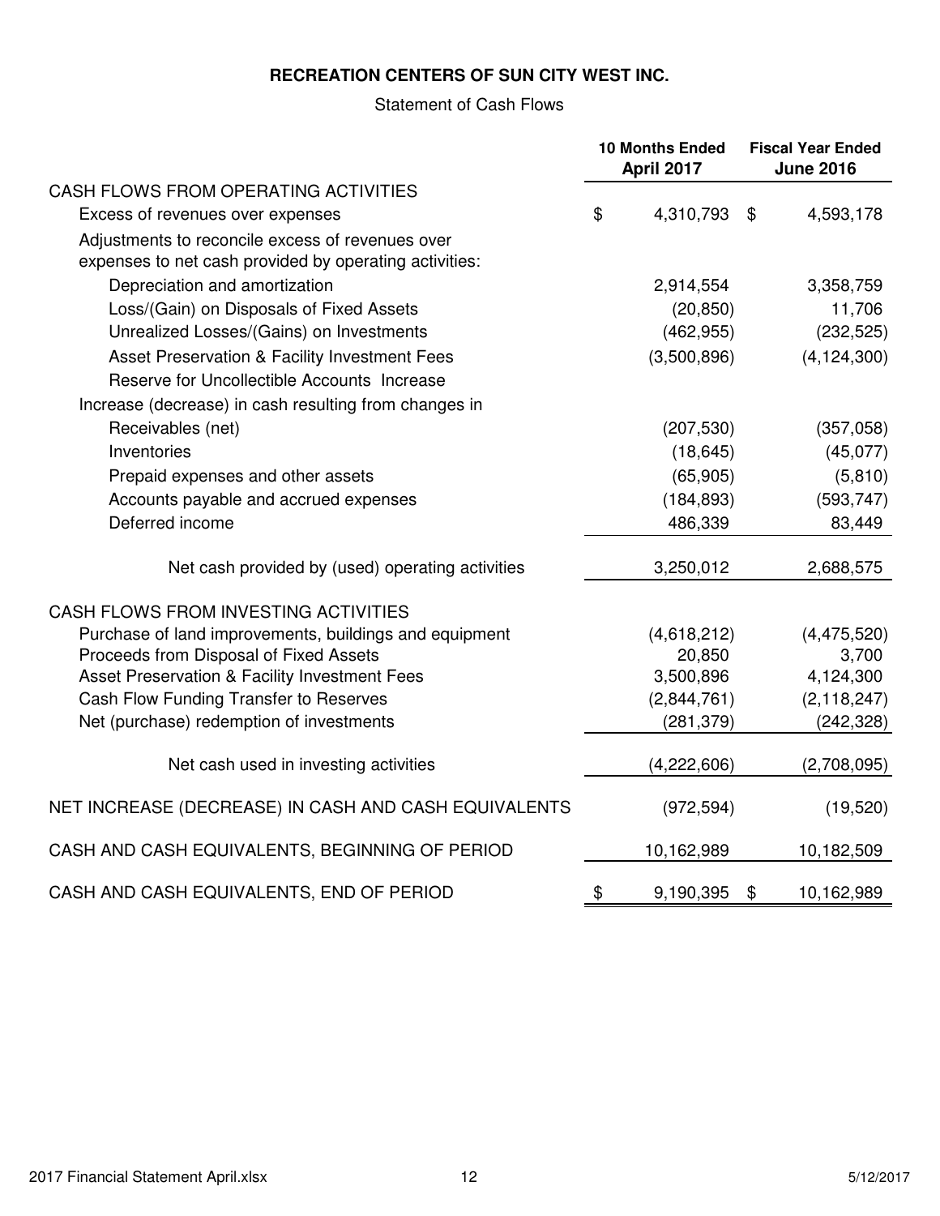# RECREATION CENTERS OF SUN CITY WEST INC.

## Statement of Cash Flows

| | 10 Months Ended April 2017 | Fiscal Year Ended June 2016 |
|---|---|---|
| **CASH FLOWS FROM OPERATING ACTIVITIES** | | |
| Excess of revenues over expenses | $ 4,310,793 | $ 4,593,178 |
| Adjustments to reconcile excess of revenues over expenses to net cash provided by operating activities: | | |
| Depreciation and amortization | 2,914,554 | 3,358,759 |
| Loss/(Gain) on Disposals of Fixed Assets | (20,850) | 11,706 |
| Unrealized Losses/(Gains) on Investments | (462,955) | (232,525) |
| Asset Preservation & Facility Investment Fees | (3,500,896) | (4,124,300) |
| Reserve for Uncollectible Accounts Increase | | |
| Increase (decrease) in cash resulting from changes in | | |
| Receivables (net) | (207,530) | (357,058) |
| Inventories | (18,645) | (45,077) |
| Prepaid expenses and other assets | (65,905) | (5,810) |
| Accounts payable and accrued expenses | (184,893) | (593,747) |
| Deferred income | 486,339 | 83,449 |
| Net cash provided by (used) operating activities | 3,250,012 | 2,688,575 |
| **CASH FLOWS FROM INVESTING ACTIVITIES** | | |
| Purchase of land improvements, buildings and equipment | (4,618,212) | (4,475,520) |
| Proceeds from Disposal of Fixed Assets | 20,850 | 3,700 |
| Asset Preservation & Facility Investment Fees | 3,500,896 | 4,124,300 |
| Cash Flow Funding Transfer to Reserves | (2,844,761) | (2,118,247) |
| Net (purchase) redemption of investments | (281,379) | (242,328) |
| Net cash used in investing activities | (4,222,606) | (2,708,095) |
| NET INCREASE (DECREASE) IN CASH AND CASH EQUIVALENTS | (972,594) | (19,520) |
| CASH AND CASH EQUIVALENTS, BEGINNING OF PERIOD | 10,162,989 | 10,182,509 |
| CASH AND CASH EQUIVALENTS, END OF PERIOD | $ 9,190,395 | $ 10,162,989 |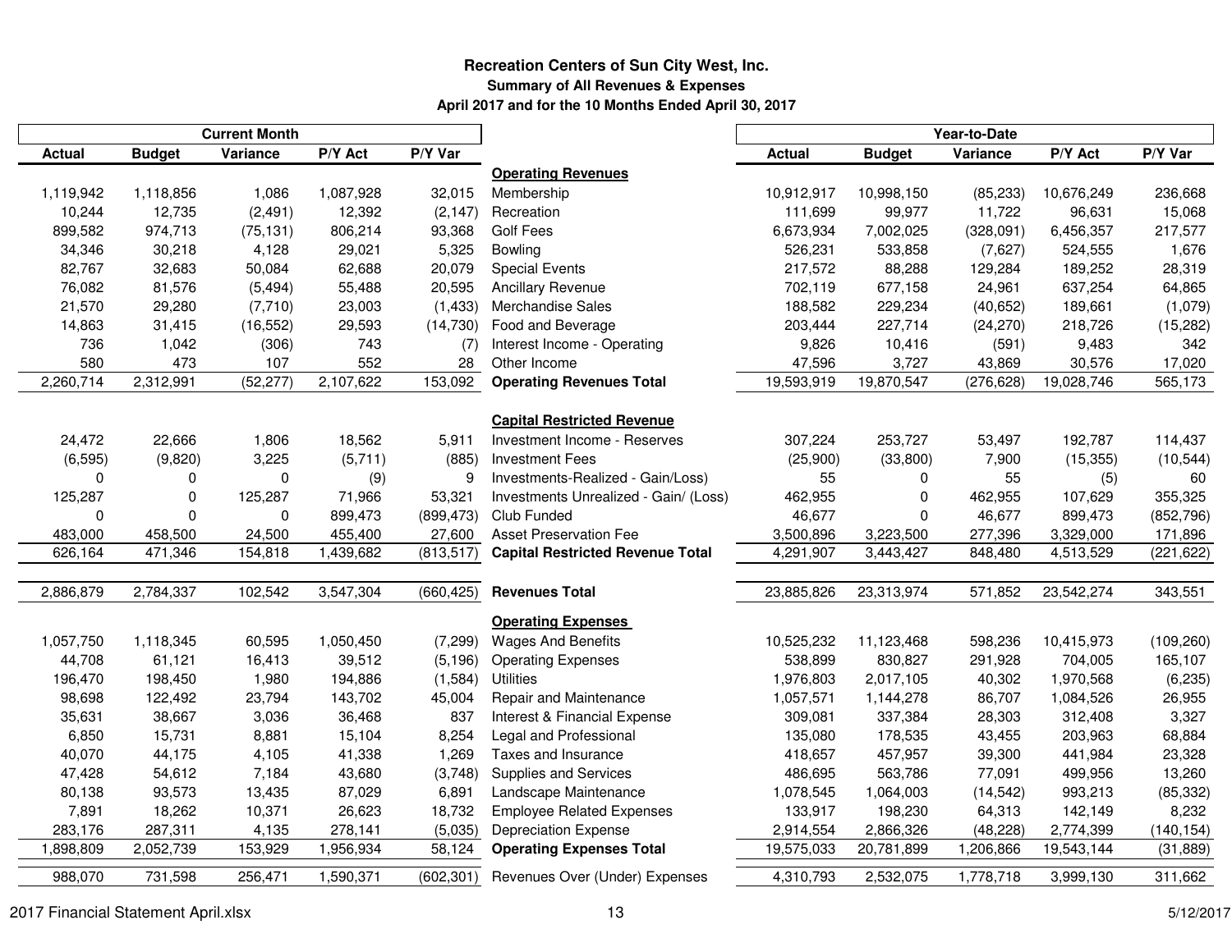# Recreation Centers of Sun City West, Inc.

## Summary of All Revenues & Expenses

### April 2017 and for the 10 Months Ended April 30, 2017

| Current Month | | | | | | Year-to-Date | | | | |
|---|---|---|---|---|---|---|---|---|---|---|
| Actual | Budget | Variance | P/Y Act | P/Y Var | | Actual | Budget | Variance | P/Y Act | P/Y Var |
| | | | | | **Operating Revenues** | | | | | |
| 1,119,942 | 1,118,856 | 1,086 | 1,087,928 | 32,015 | Membership | 10,912,917 | 10,998,150 | (85,233) | 10,676,249 | 236,668 |
| 10,244 | 12,735 | (2,491) | 12,392 | (2,147) | Recreation | 111,699 | 99,977 | 11,722 | 96,631 | 15,068 |
| 899,582 | 974,713 | (75,131) | 806,214 | 93,368 | Golf Fees | 6,673,934 | 7,002,025 | (328,091) | 6,456,357 | 217,577 |
| 34,346 | 30,218 | 4,128 | 29,021 | 5,325 | Bowling | 526,231 | 533,858 | (7,627) | 524,555 | 1,676 |
| 82,767 | 32,683 | 50,084 | 62,688 | 20,079 | Special Events | 217,572 | 88,288 | 129,284 | 189,252 | 28,319 |
| 76,082 | 81,576 | (5,494) | 55,488 | 20,595 | Ancillary Revenue | 702,119 | 677,158 | 24,961 | 637,254 | 64,865 |
| 21,570 | 29,280 | (7,710) | 23,003 | (1,433) | Merchandise Sales | 188,582 | 229,234 | (40,652) | 189,661 | (1,079) |
| 14,863 | 31,415 | (16,552) | 29,593 | (14,730) | Food and Beverage | 203,444 | 227,714 | (24,270) | 218,726 | (15,282) |
| 736 | 1,042 | (306) | 743 | (7) | Interest Income - Operating | 9,826 | 10,416 | (591) | 9,483 | 342 |
| 580 | 473 | 107 | 552 | 28 | Other Income | 47,596 | 3,727 | 43,869 | 30,576 | 17,020 |
| 2,260,714 | 2,312,991 | (52,277) | 2,107,622 | 153,092 | **Operating Revenues Total** | 19,593,919 | 19,870,547 | (276,628) | 19,028,746 | 565,173 |
| | | | | | **Capital Restricted Revenue** | | | | | |
| 24,472 | 22,666 | 1,806 | 18,562 | 5,911 | Investment Income - Reserves | 307,224 | 253,727 | 53,497 | 192,787 | 114,437 |
| (6,595) | (9,820) | 3,225 | (5,711) | (885) | Investment Fees | (25,900) | (33,800) | 7,900 | (15,355) | (10,544) |
| 0 | 0 | 0 | (9) | 9 | Investments-Realized - Gain/Loss) | 55 | 0 | 55 | (5) | 60 |
| 125,287 | 0 | 125,287 | 71,966 | 53,321 | Investments Unrealized - Gain/ (Loss) | 462,955 | 0 | 462,955 | 107,629 | 355,325 |
| 0 | 0 | 0 | 899,473 | (899,473) | Club Funded | 46,677 | 0 | 46,677 | 899,473 | (852,796) |
| 483,000 | 458,500 | 24,500 | 455,400 | 27,600 | Asset Preservation Fee | 3,500,896 | 3,223,500 | 277,396 | 3,329,000 | 171,896 |
| 626,164 | 471,346 | 154,818 | 1,439,682 | (813,517) | **Capital Restricted Revenue Total** | 4,291,907 | 3,443,427 | 848,480 | 4,513,529 | (221,622) |
| 2,886,879 | 2,784,337 | 102,542 | 3,547,304 | (660,425) | **Revenues Total** | 23,885,826 | 23,313,974 | 571,852 | 23,542,274 | 343,551 |
| | | | | | **Operating Expenses** | | | | | |
| 1,057,750 | 1,118,345 | 60,595 | 1,050,450 | (7,299) | Wages And Benefits | 10,525,232 | 11,123,468 | 598,236 | 10,415,973 | (109,260) |
| 44,708 | 61,121 | 16,413 | 39,512 | (5,196) | Operating Expenses | 538,899 | 830,827 | 291,928 | 704,005 | 165,107 |
| 196,470 | 198,450 | 1,980 | 194,886 | (1,584) | Utilities | 1,976,803 | 2,017,105 | 40,302 | 1,970,568 | (6,235) |
| 98,698 | 122,492 | 23,794 | 143,702 | 45,004 | Repair and Maintenance | 1,057,571 | 1,144,278 | 86,707 | 1,084,526 | 26,955 |
| 35,631 | 38,667 | 3,036 | 36,468 | 837 | Interest & Financial Expense | 309,081 | 337,384 | 28,303 | 312,408 | 3,327 |
| 6,850 | 15,731 | 8,881 | 15,104 | 8,254 | Legal and Professional | 135,080 | 178,535 | 43,455 | 203,963 | 68,884 |
| 40,070 | 44,175 | 4,105 | 41,338 | 1,269 | Taxes and Insurance | 418,657 | 457,957 | 39,300 | 441,984 | 23,328 |
| 47,428 | 54,612 | 7,184 | 43,680 | (3,748) | Supplies and Services | 486,695 | 563,786 | 77,091 | 499,956 | 13,260 |
| 80,138 | 93,573 | 13,435 | 87,029 | 6,891 | Landscape Maintenance | 1,078,545 | 1,064,003 | (14,542) | 993,213 | (85,332) |
| 7,891 | 18,262 | 10,371 | 26,623 | 18,732 | Employee Related Expenses | 133,917 | 198,230 | 64,313 | 142,149 | 8,232 |
| 283,176 | 287,311 | 4,135 | 278,141 | (5,035) | Depreciation Expense | 2,914,554 | 2,866,326 | (48,228) | 2,774,399 | (140,154) |
| 1,898,809 | 2,052,739 | 153,929 | 1,956,934 | 58,124 | **Operating Expenses Total** | 19,575,033 | 20,781,899 | 1,206,866 | 19,543,144 | (31,889) |
| 988,070 | 731,598 | 256,471 | 1,590,371 | (602,301) | Revenues Over (Under) Expenses | 4,310,793 | 2,532,075 | 1,778,718 | 3,999,130 | 311,662 |

2017 Financial Statement April.xlsx　　5/12/2017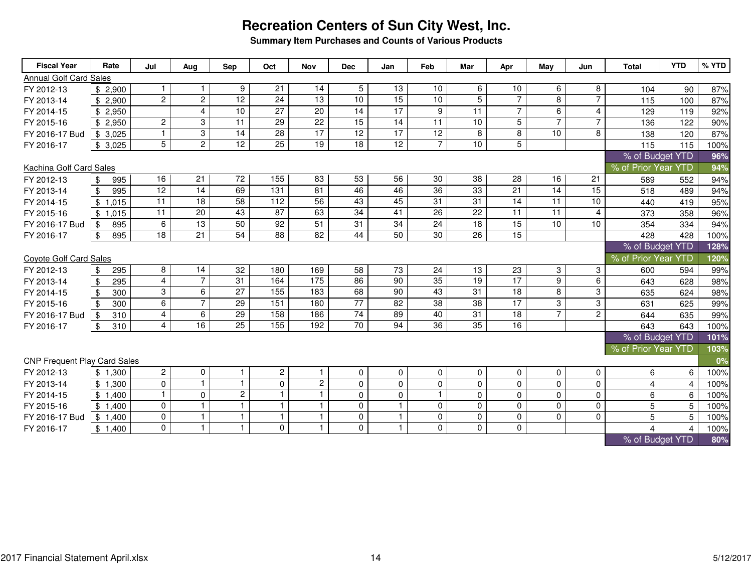# Recreation Centers of Sun City West, Inc.

**Summary Item Purchases and Counts of Various Products**

| Fiscal Year | Rate | Jul | Aug | Sep | Oct | Nov | Dec | Jan | Feb | Mar | Apr | May | Jun | Total | YTD | % YTD |
|---|---|---|---|---|---|---|---|---|---|---|---|---|---|---|---|---|
| Annual Golf Card Sales | | | | | | | | | | | | | | | | |
| FY 2012-13 | $ 2,900 | 1 | 1 | 9 | 21 | 14 | 5 | 13 | 10 | 6 | 10 | 6 | 8 | 104 | 90 | 87% |
| FY 2013-14 | $ 2,900 | 2 | 2 | 12 | 24 | 13 | 10 | 15 | 10 | 5 | 7 | 8 | 7 | 115 | 100 | 87% |
| FY 2014-15 | $ 2,950 | | 4 | 10 | 27 | 20 | 14 | 17 | 9 | 11 | 7 | 6 | 4 | 129 | 119 | 92% |
| FY 2015-16 | $ 2,950 | 2 | 3 | 11 | 29 | 22 | 15 | 14 | 11 | 10 | 5 | 7 | 7 | 136 | 122 | 90% |
| FY 2016-17 Bud | $ 3,025 | 1 | 3 | 14 | 28 | 17 | 12 | 17 | 12 | 8 | 8 | 10 | 8 | 138 | 120 | 87% |
| FY 2016-17 | $ 3,025 | 5 | 2 | 12 | 25 | 19 | 18 | 12 | 7 | 10 | 5 | | | 115 | 115 | 100% |
| | | | | | | | | | | | | | | % of Budget YTD | | **96%** |
| | | | | | | | | | | | | | | % of Prior Year YTD | | **94%** |
| Kachina Golf Card Sales | | | | | | | | | | | | | | | | |
| FY 2012-13 | $ 995 | 16 | 21 | 72 | 155 | 83 | 53 | 56 | 30 | 38 | 28 | 16 | 21 | 589 | 552 | 94% |
| FY 2013-14 | $ 995 | 12 | 14 | 69 | 131 | 81 | 46 | 46 | 36 | 33 | 21 | 14 | 15 | 518 | 489 | 94% |
| FY 2014-15 | $ 1,015 | 11 | 18 | 58 | 112 | 56 | 43 | 45 | 31 | 31 | 14 | 11 | 10 | 440 | 419 | 95% |
| FY 2015-16 | $ 1,015 | 11 | 20 | 43 | 87 | 63 | 34 | 41 | 26 | 22 | 11 | 11 | 4 | 373 | 358 | 96% |
| FY 2016-17 Bud | $ 895 | 6 | 13 | 50 | 92 | 51 | 31 | 34 | 24 | 18 | 15 | 10 | 10 | 354 | 334 | 94% |
| FY 2016-17 | $ 895 | 18 | 21 | 54 | 88 | 82 | 44 | 50 | 30 | 26 | 15 | | | 428 | 428 | 100% |
| | | | | | | | | | | | | | | % of Budget YTD | | **128%** |
| | | | | | | | | | | | | | | % of Prior Year YTD | | **120%** |
| Coyote Golf Card Sales | | | | | | | | | | | | | | | | |
| FY 2012-13 | $ 295 | 8 | 14 | 32 | 180 | 169 | 58 | 73 | 24 | 13 | 23 | 3 | 3 | 600 | 594 | 99% |
| FY 2013-14 | $ 295 | 4 | 7 | 31 | 164 | 175 | 86 | 90 | 35 | 19 | 17 | 9 | 6 | 643 | 628 | 98% |
| FY 2014-15 | $ 300 | 3 | 6 | 27 | 155 | 183 | 68 | 90 | 43 | 31 | 18 | 8 | 3 | 635 | 624 | 98% |
| FY 2015-16 | $ 300 | 6 | 7 | 29 | 151 | 180 | 77 | 82 | 38 | 38 | 17 | 3 | 3 | 631 | 625 | 99% |
| FY 2016-17 Bud | $ 310 | 4 | 6 | 29 | 158 | 186 | 74 | 89 | 40 | 31 | 18 | 7 | 2 | 644 | 635 | 99% |
| FY 2016-17 | $ 310 | 4 | 16 | 25 | 155 | 192 | 70 | 94 | 36 | 35 | 16 | | | 643 | 643 | 100% |
| | | | | | | | | | | | | | | % of Budget YTD | | **101%** |
| | | | | | | | | | | | | | | % of Prior Year YTD | | **103%** |
| CNP Frequent Play Card Sales | | | | | | | | | | | | | | | | **0%** |
| FY 2012-13 | $ 1,300 | 2 | 0 | 1 | 2 | 1 | 0 | 0 | 0 | 0 | 0 | 0 | 0 | 6 | 6 | 100% |
| FY 2013-14 | $ 1,300 | 0 | 1 | 1 | 0 | 2 | 0 | 0 | 0 | 0 | 0 | 0 | 0 | 4 | 4 | 100% |
| FY 2014-15 | $ 1,400 | 1 | 0 | 2 | 1 | 1 | 0 | 0 | 1 | 0 | 0 | 0 | 0 | 6 | 6 | 100% |
| FY 2015-16 | $ 1,400 | 0 | 1 | 1 | 1 | 1 | 0 | 1 | 0 | 0 | 0 | 0 | 0 | 5 | 5 | 100% |
| FY 2016-17 Bud | $ 1,400 | 0 | 1 | 1 | 1 | 1 | 0 | 1 | 0 | 0 | 0 | 0 | 0 | 5 | 5 | 100% |
| FY 2016-17 | $ 1,400 | 0 | 1 | 1 | 0 | 1 | 0 | 1 | 0 | 0 | 0 | | | 4 | 4 | 100% |
| | | | | | | | | | | | | | | % of Budget YTD | | **80%** |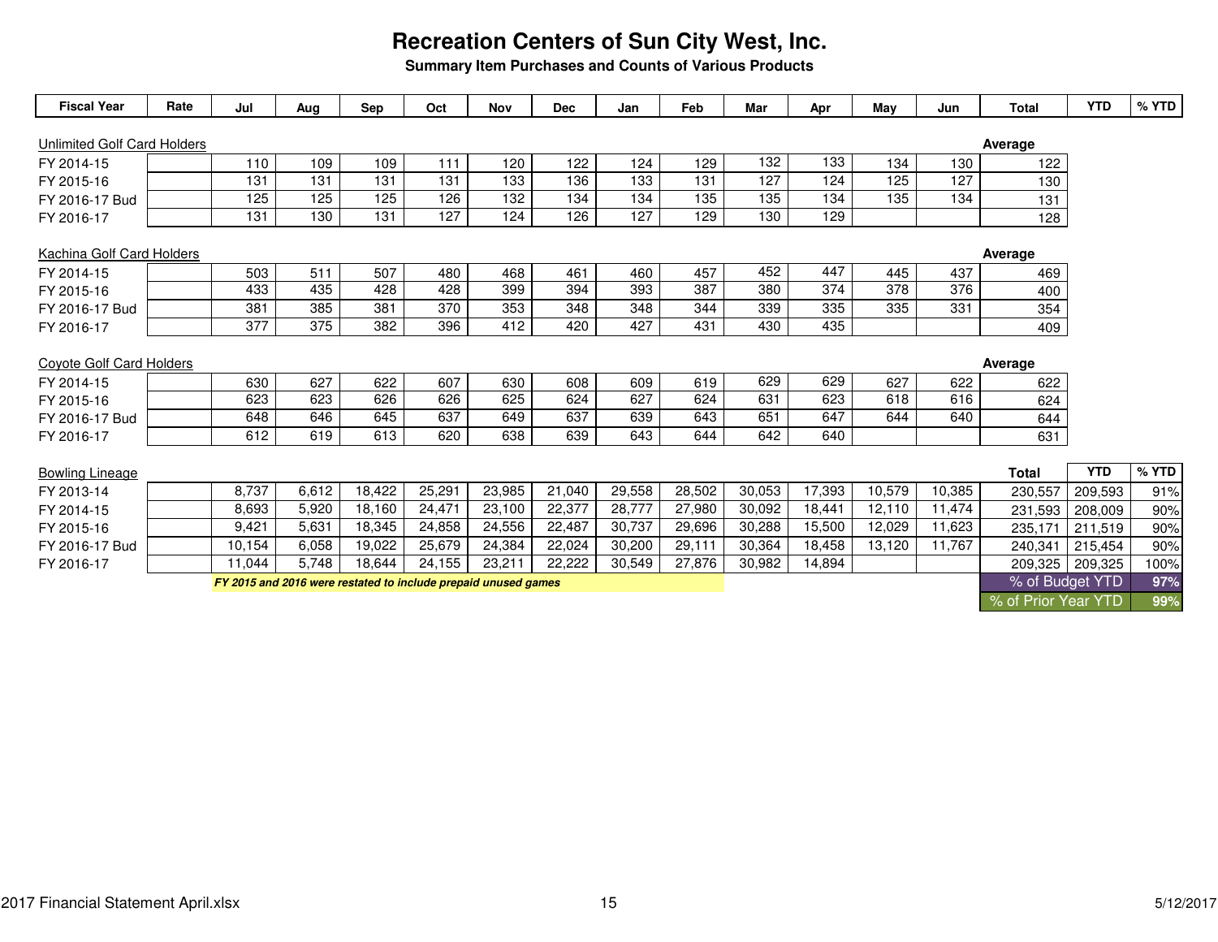# Recreation Centers of Sun City West, Inc.

**Summary Item Purchases and Counts of Various Products**

| Fiscal Year | Rate | Jul | Aug | Sep | Oct | Nov | Dec | Jan | Feb | Mar | Apr | May | Jun | Total | YTD | % YTD |
|---|---|---|---|---|---|---|---|---|---|---|---|---|---|---|---|---|
| Unlimited Golf Card Holders | | | | | | | | | | | | | | Average | | |
| FY 2014-15 | | 110 | 109 | 109 | 111 | 120 | 122 | 124 | 129 | 132 | 133 | 134 | 130 | 122 | | |
| FY 2015-16 | | 131 | 131 | 131 | 131 | 133 | 136 | 133 | 131 | 127 | 124 | 125 | 127 | 130 | | |
| FY 2016-17 Bud | | 125 | 125 | 125 | 126 | 132 | 134 | 134 | 135 | 135 | 134 | 135 | 134 | 131 | | |
| FY 2016-17 | | 131 | 130 | 131 | 127 | 124 | 126 | 127 | 129 | 130 | 129 | | | 128 | | |
| Kachina Golf Card Holders | | | | | | | | | | | | | | Average | | |
| FY 2014-15 | | 503 | 511 | 507 | 480 | 468 | 461 | 460 | 457 | 452 | 447 | 445 | 437 | 469 | | |
| FY 2015-16 | | 433 | 435 | 428 | 428 | 399 | 394 | 393 | 387 | 380 | 374 | 378 | 376 | 400 | | |
| FY 2016-17 Bud | | 381 | 385 | 381 | 370 | 353 | 348 | 348 | 344 | 339 | 335 | 335 | 331 | 354 | | |
| FY 2016-17 | | 377 | 375 | 382 | 396 | 412 | 420 | 427 | 431 | 430 | 435 | | | 409 | | |
| Coyote Golf Card Holders | | | | | | | | | | | | | | Average | | |
| FY 2014-15 | | 630 | 627 | 622 | 607 | 630 | 608 | 609 | 619 | 629 | 629 | 627 | 622 | 622 | | |
| FY 2015-16 | | 623 | 623 | 626 | 626 | 625 | 624 | 627 | 624 | 631 | 623 | 618 | 616 | 624 | | |
| FY 2016-17 Bud | | 648 | 646 | 645 | 637 | 649 | 637 | 639 | 643 | 651 | 647 | 644 | 640 | 644 | | |
| FY 2016-17 | | 612 | 619 | 613 | 620 | 638 | 639 | 643 | 644 | 642 | 640 | | | 631 | | |
| Bowling Lineage | | | | | | | | | | | | | | Total | YTD | % YTD |
| FY 2013-14 | | 8,737 | 6,612 | 18,422 | 25,291 | 23,985 | 21,040 | 29,558 | 28,502 | 30,053 | 17,393 | 10,579 | 10,385 | 230,557 | 209,593 | 91% |
| FY 2014-15 | | 8,693 | 5,920 | 18,160 | 24,471 | 23,100 | 22,377 | 28,777 | 27,980 | 30,092 | 18,441 | 12,110 | 11,474 | 231,593 | 208,009 | 90% |
| FY 2015-16 | | 9,421 | 5,631 | 18,345 | 24,858 | 24,556 | 22,487 | 30,737 | 29,696 | 30,288 | 15,500 | 12,029 | 11,623 | 235,171 | 211,519 | 90% |
| FY 2016-17 Bud | | 10,154 | 6,058 | 19,022 | 25,679 | 24,384 | 22,024 | 30,200 | 29,111 | 30,364 | 18,458 | 13,120 | 11,767 | 240,341 | 215,454 | 90% |
| FY 2016-17 | | 11,044 | 5,748 | 18,644 | 24,155 | 23,211 | 22,222 | 30,549 | 27,876 | 30,982 | 14,894 | | | 209,325 | 209,325 | 100% |
| | | | | | | | | | | | | | | % of Budget YTD | | **97%** |
| | | | | | | | | | | | | | | % of Prior Year YTD | | **99%** |

***FY 2015 and 2016 were restated to include prepaid unused games***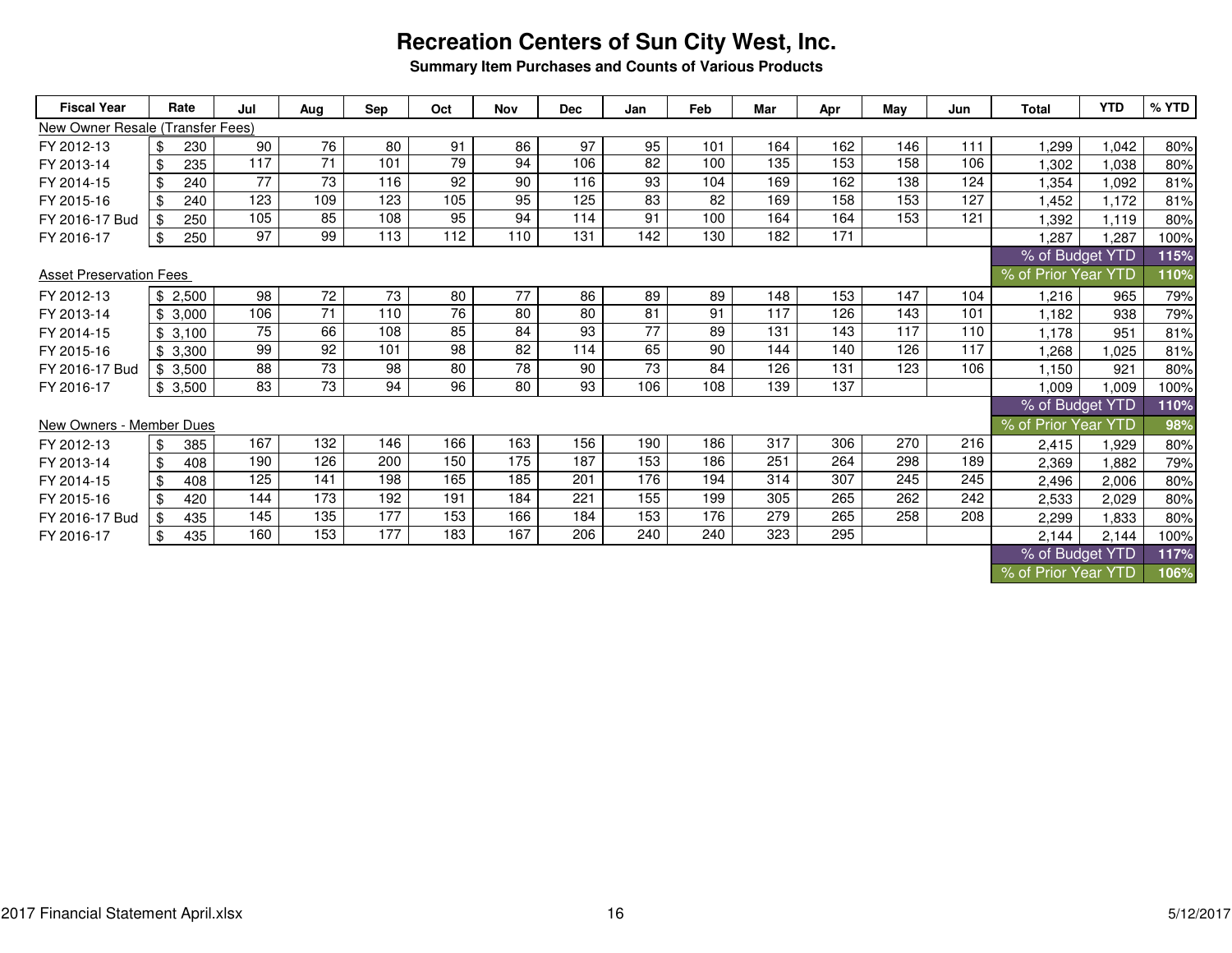# Recreation Centers of Sun City West, Inc.

**Summary Item Purchases and Counts of Various Products**

| Fiscal Year | Rate | Jul | Aug | Sep | Oct | Nov | Dec | Jan | Feb | Mar | Apr | May | Jun | Total | YTD | % YTD |
|---|---|---|---|---|---|---|---|---|---|---|---|---|---|---|---|---|
| New Owner Resale (Transfer Fees) | | | | | | | | | | | | | | | | |
| FY 2012-13 | $ 230 | 90 | 76 | 80 | 91 | 86 | 97 | 95 | 101 | 164 | 162 | 146 | 111 | 1,299 | 1,042 | 80% |
| FY 2013-14 | $ 235 | 117 | 71 | 101 | 79 | 94 | 106 | 82 | 100 | 135 | 153 | 158 | 106 | 1,302 | 1,038 | 80% |
| FY 2014-15 | $ 240 | 77 | 73 | 116 | 92 | 90 | 116 | 93 | 104 | 169 | 162 | 138 | 124 | 1,354 | 1,092 | 81% |
| FY 2015-16 | $ 240 | 123 | 109 | 123 | 105 | 95 | 125 | 83 | 82 | 169 | 158 | 153 | 127 | 1,452 | 1,172 | 81% |
| FY 2016-17 Bud | $ 250 | 105 | 85 | 108 | 95 | 94 | 114 | 91 | 100 | 164 | 164 | 153 | 121 | 1,392 | 1,119 | 80% |
| FY 2016-17 | $ 250 | 97 | 99 | 113 | 112 | 110 | 131 | 142 | 130 | 182 | 171 | | | 1,287 | 1,287 | 100% |
| | | | | | | | | | | | | | | % of Budget YTD | | 115% |
| Asset Preservation Fees | | | | | | | | | | | | | | % of Prior Year YTD | | 110% |
| FY 2012-13 | $ 2,500 | 98 | 72 | 73 | 80 | 77 | 86 | 89 | 89 | 148 | 153 | 147 | 104 | 1,216 | 965 | 79% |
| FY 2013-14 | $ 3,000 | 106 | 71 | 110 | 76 | 80 | 80 | 81 | 91 | 117 | 126 | 143 | 101 | 1,182 | 938 | 79% |
| FY 2014-15 | $ 3,100 | 75 | 66 | 108 | 85 | 84 | 93 | 77 | 89 | 131 | 143 | 117 | 110 | 1,178 | 951 | 81% |
| FY 2015-16 | $ 3,300 | 99 | 92 | 101 | 98 | 82 | 114 | 65 | 90 | 144 | 140 | 126 | 117 | 1,268 | 1,025 | 81% |
| FY 2016-17 Bud | $ 3,500 | 88 | 73 | 98 | 80 | 78 | 90 | 73 | 84 | 126 | 131 | 123 | 106 | 1,150 | 921 | 80% |
| FY 2016-17 | $ 3,500 | 83 | 73 | 94 | 96 | 80 | 93 | 106 | 108 | 139 | 137 | | | 1,009 | 1,009 | 100% |
| | | | | | | | | | | | | | | % of Budget YTD | | 110% |
| New Owners - Member Dues | | | | | | | | | | | | | | % of Prior Year YTD | | 98% |
| FY 2012-13 | $ 385 | 167 | 132 | 146 | 166 | 163 | 156 | 190 | 186 | 317 | 306 | 270 | 216 | 2,415 | 1,929 | 80% |
| FY 2013-14 | $ 408 | 190 | 126 | 200 | 150 | 175 | 187 | 153 | 186 | 251 | 264 | 298 | 189 | 2,369 | 1,882 | 79% |
| FY 2014-15 | $ 408 | 125 | 141 | 198 | 165 | 185 | 201 | 176 | 194 | 314 | 307 | 245 | 245 | 2,496 | 2,006 | 80% |
| FY 2015-16 | $ 420 | 144 | 173 | 192 | 191 | 184 | 221 | 155 | 199 | 305 | 265 | 262 | 242 | 2,533 | 2,029 | 80% |
| FY 2016-17 Bud | $ 435 | 145 | 135 | 177 | 153 | 166 | 184 | 153 | 176 | 279 | 265 | 258 | 208 | 2,299 | 1,833 | 80% |
| FY 2016-17 | $ 435 | 160 | 153 | 177 | 183 | 167 | 206 | 240 | 240 | 323 | 295 | | | 2,144 | 2,144 | 100% |
| | | | | | | | | | | | | | | % of Budget YTD | | 117% |
| | | | | | | | | | | | | | | % of Prior Year YTD | | 106% |